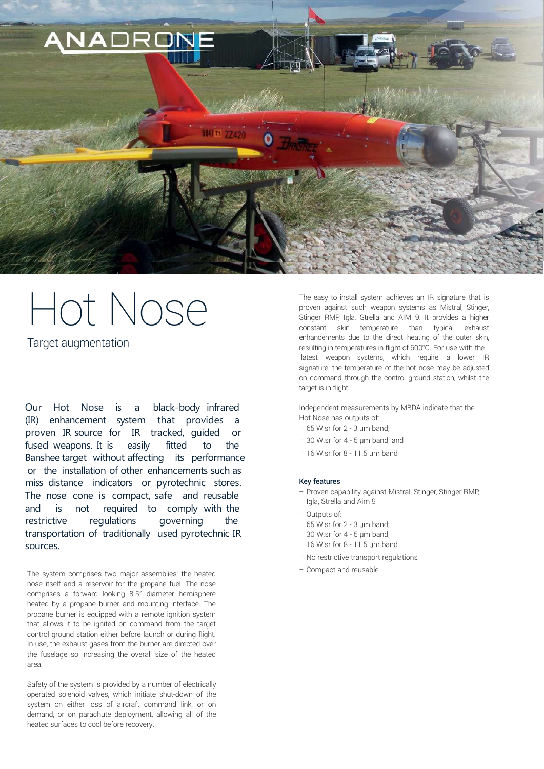# Hot Nose

Target augmentation

Our Hot Nose is a black-body infrared (IR) enhancement system that provides a proven IR source for IR tracked, guided or fused weapons. It is easily fitted to the Banshee target without affecting its performance or the installation of other enhancements such as miss distance indicators or pyrotechnic stores. The nose cone is compact, safe and reusable and is not required to comply with the restrictive regulations governing the transportation of traditionally used pyrotechnic IR sources.

The system comprises two major assemblies: the heated nose itself and a reservoir for the propane fuel. The nose comprises a forward looking 8.5" diameter hemisphere heated by a propane burner and mounting interface. The propane burner is equipped with a remote ignition system that allows it to be ignited on command from the target control ground station either before launch or during flight. In use, the exhaust gases from the burner are directed over the fuselage so increasing the overall size of the heated area.

Safety of the system is provided by a number of electrically operated solenoid valves, which initiate shut-down of the system on either loss of aircraft command link, or on demand, or on parachute deployment, allowing all of the heated surfaces to cool before recovery.

The easy to install system achieves an IR signature that is proven against such weapon systems as Mistral, Stinger, Stinger RMP, Igla, Strella and AIM 9. It provides a higher constant skin temperature than typical exhaust enhancements due to the direct heating of the outer skin, resulting in temperatures in flight of 600°C. For use with the latest weapon systems, which require a lower IR signature, the temperature of the hot nose may be adjusted on command through the control ground station, whilst the target is in flight.

Independent measurements by MBDA indicate that the Hot Nose has outputs of:

- 65 W.sr for 2 - 3 µm band;
- 30 W.sr for 4 - 5 µm band; and
- 16 W.sr for 8 - 11.5 µm band

### Key features

- Proven capability against Mistral, Stinger, Stinger RMP, Igla, Strella and Aim 9
- Outputs of:
  65 W.sr for 2 - 3 µm band;
  30 W.sr for 4 - 5 µm band;
  16 W.sr for 8 - 11.5 µm band
- No restrictive transport regulations
- Compact and reusable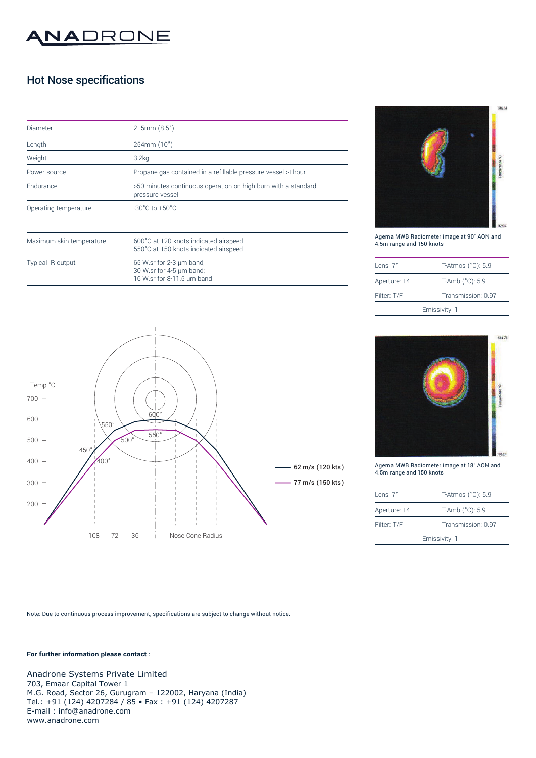ANADRONE

## Hot Nose specifications

| | |
|---|---|
| Diameter | 215mm (8.5") |
| Length | 254mm (10") |
| Weight | 3.2kg |
| Power source | Propane gas contained in a refillable pressure vessel >1hour |
| Endurance | >50 minutes continuous operation on high burn with a standard pressure vessel |
| Operating temperature | -30°C to +50°C |
| Maximum skin temperature | 600°C at 120 knots indicated airspeed<br>550°C at 150 knots indicated airspeed |
| Typical IR output | 65 W.sr for 2-3 μm band;<br>30 W.sr for 4-5 μm band;<br>16 W.sr for 8-11.5 μm band |

Temp °C

700
600
500
400
300
200

600°
550°
550°
500°
450°
400°
550°

108 72 36 Nose Cone Radius

62 m/s (120 kts)
77 m/s (150 kts)

Agema MWB Radiometer image at 90° AON and 4.5m range and 150 knots

| | |
|---|---|
| Lens: 7° | T-Atmos (°C): 5.9 |
| Aperture: 14 | T-Amb (°C): 5.9 |
| Filter: T/F | Transmission: 0.97 |
| Emissivity: 1 | |

Agema MWB Radiometer image at 18° AON and 4.5m range and 150 knots

| | |
|---|---|
| Lens: 7° | T-Atmos (°C): 5.9 |
| Aperture: 14 | T-Amb (°C): 5.9 |
| Filter: T/F | Transmission: 0.97 |
| Emissivity: 1 | |

Note: Due to continuous process improvement, specifications are subject to change without notice.

**For further information please contact :**

Anadrone Systems Private Limited
703, Emaar Capital Tower 1
M.G. Road, Sector 26, Gurugram – 122002, Haryana (India)
Tel.: +91 (124) 4207284 / 85 • Fax : +91 (124) 4207287
E-mail : info@anadrone.com
www.anadrone.com